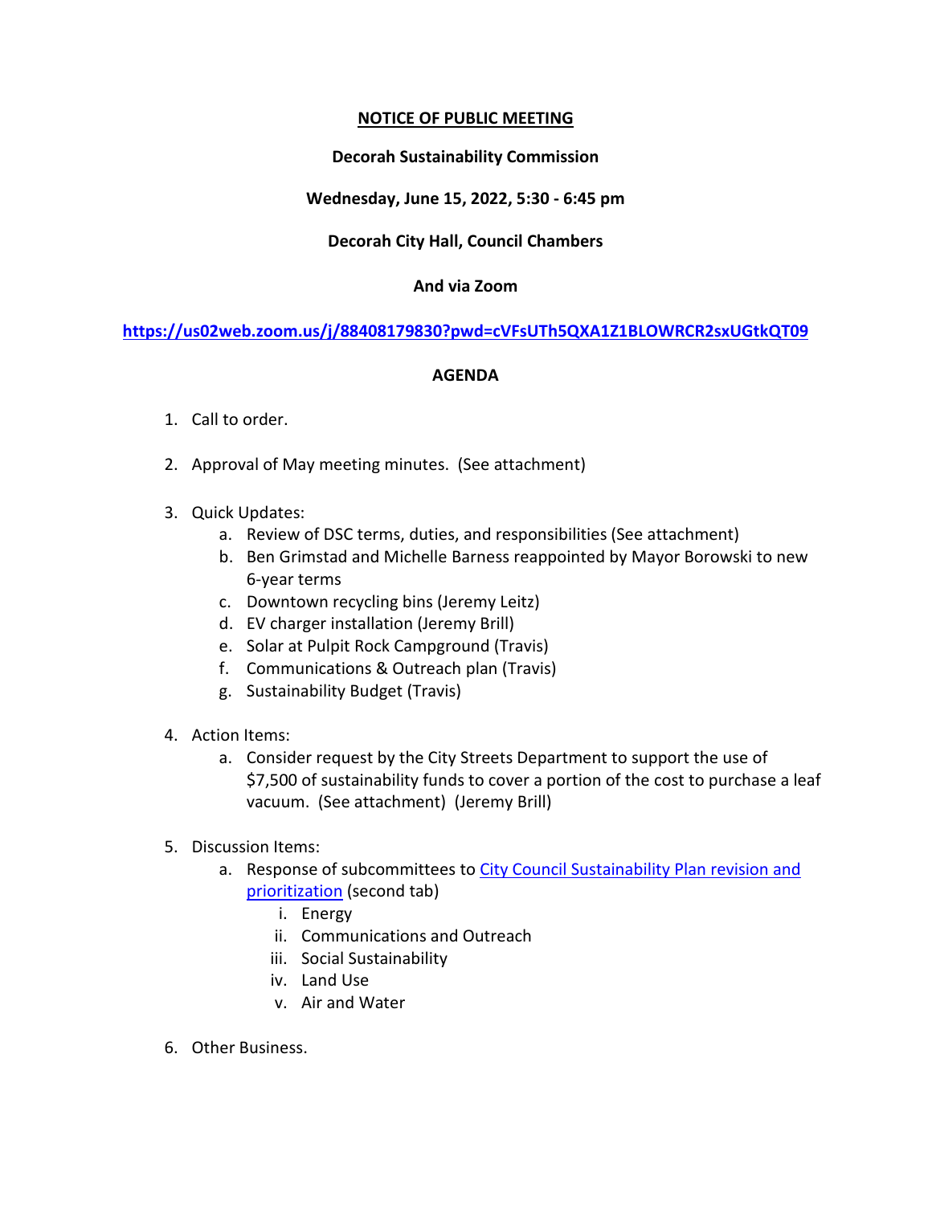**NOTICE OF PUBLIC MEETING**

**Decorah Sustainability Commission**

**Wednesday, June 15, 2022, 5:30 - 6:45 pm**

**Decorah City Hall, Council Chambers**

**And via Zoom**

**https://us02web.zoom.us/j/88408179830?pwd=cVFsUTh5QXA1Z1BLOWRCR2sxUGtkQT09**

**AGENDA**

1. Call to order.
2. Approval of May meeting minutes. (See attachment)
3. Quick Updates:
   a. Review of DSC terms, duties, and responsibilities (See attachment)
   b. Ben Grimstad and Michelle Barness reappointed by Mayor Borowski to new 6-year terms
   c. Downtown recycling bins (Jeremy Leitz)
   d. EV charger installation (Jeremy Brill)
   e. Solar at Pulpit Rock Campground (Travis)
   f. Communications & Outreach plan (Travis)
   g. Sustainability Budget (Travis)
4. Action Items:
   a. Consider request by the City Streets Department to support the use of $7,500 of sustainability funds to cover a portion of the cost to purchase a leaf vacuum. (See attachment) (Jeremy Brill)
5. Discussion Items:
   a. Response of subcommittees to City Council Sustainability Plan revision and prioritization (second tab)
      i. Energy
      ii. Communications and Outreach
      iii. Social Sustainability
      iv. Land Use
      v. Air and Water
6. Other Business.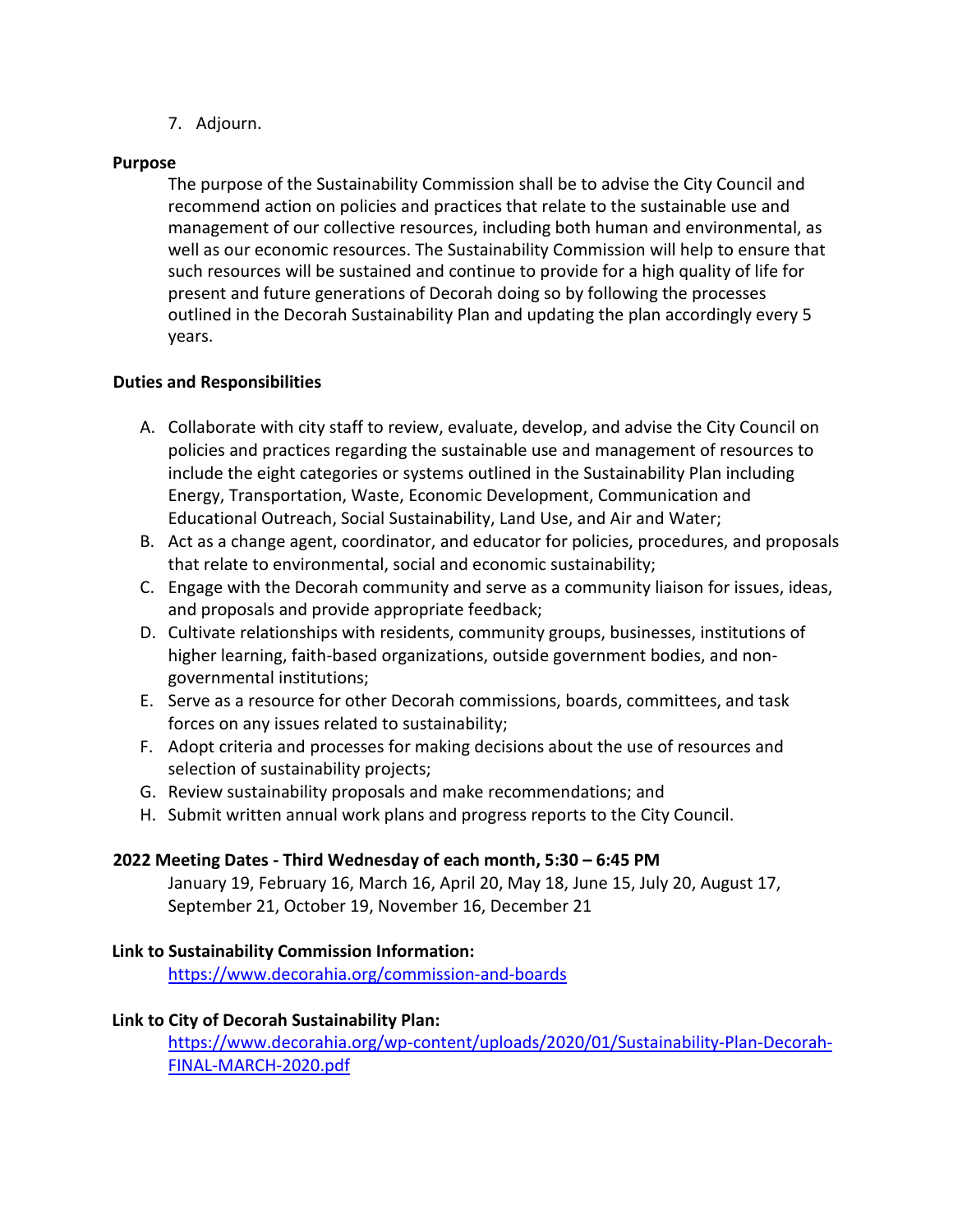7. Adjourn.

**Purpose**

The purpose of the Sustainability Commission shall be to advise the City Council and recommend action on policies and practices that relate to the sustainable use and management of our collective resources, including both human and environmental, as well as our economic resources. The Sustainability Commission will help to ensure that such resources will be sustained and continue to provide for a high quality of life for present and future generations of Decorah doing so by following the processes outlined in the Decorah Sustainability Plan and updating the plan accordingly every 5 years.

**Duties and Responsibilities**

A. Collaborate with city staff to review, evaluate, develop, and advise the City Council on policies and practices regarding the sustainable use and management of resources to include the eight categories or systems outlined in the Sustainability Plan including Energy, Transportation, Waste, Economic Development, Communication and Educational Outreach, Social Sustainability, Land Use, and Air and Water;
B. Act as a change agent, coordinator, and educator for policies, procedures, and proposals that relate to environmental, social and economic sustainability;
C. Engage with the Decorah community and serve as a community liaison for issues, ideas, and proposals and provide appropriate feedback;
D. Cultivate relationships with residents, community groups, businesses, institutions of higher learning, faith-based organizations, outside government bodies, and non-governmental institutions;
E. Serve as a resource for other Decorah commissions, boards, committees, and task forces on any issues related to sustainability;
F. Adopt criteria and processes for making decisions about the use of resources and selection of sustainability projects;
G. Review sustainability proposals and make recommendations; and
H. Submit written annual work plans and progress reports to the City Council.

**2022 Meeting Dates - Third Wednesday of each month, 5:30 – 6:45 PM**

January 19, February 16, March 16, April 20, May 18, June 15, July 20, August 17, September 21, October 19, November 16, December 21

**Link to Sustainability Commission Information:**

https://www.decorahia.org/commission-and-boards

**Link to City of Decorah Sustainability Plan:**

https://www.decorahia.org/wp-content/uploads/2020/01/Sustainability-Plan-Decorah-FINAL-MARCH-2020.pdf